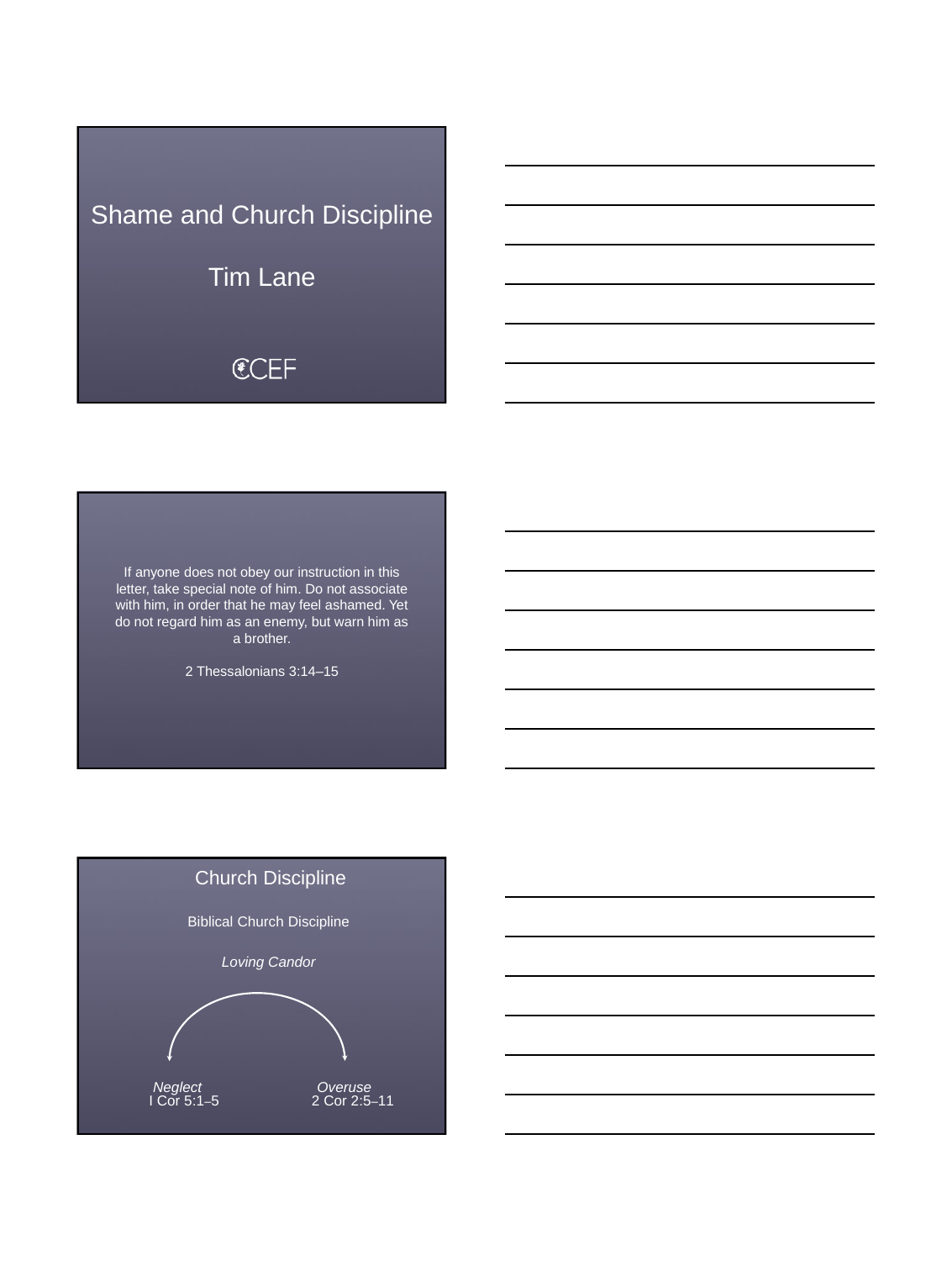# Shame and Church Discipline

Tim Lane

CCEF

---

If anyone does not obey our instruction in this letter, take special note of him. Do not associate with him, in order that he may feel ashamed. Yet do not regard him as an enemy, but warn him as a brother.

2 Thessalonians 3:14–15

---

## Church Discipline

Biblical Church Discipline

*Loving Candor*

*Neglect* — I Cor 5:1–5

*Overuse* — 2 Cor 2:5–11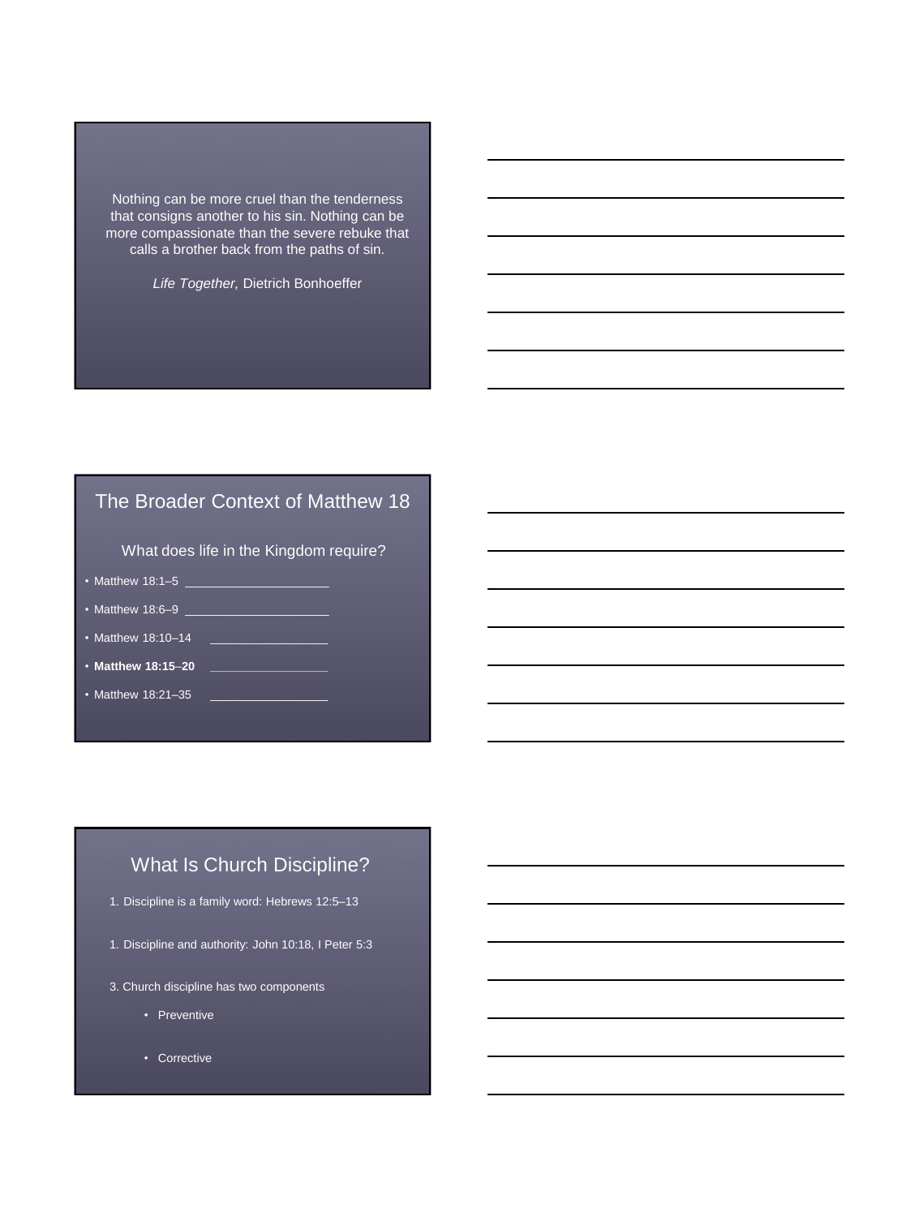Nothing can be more cruel than the tenderness that consigns another to his sin. Nothing can be more compassionate than the severe rebuke that calls a brother back from the paths of sin.

*Life Together,* Dietrich Bonhoeffer

## The Broader Context of Matthew 18

What does life in the Kingdom require?

- Matthew 18:1–5 ____________________
- Matthew 18:6–9 ____________________
- Matthew 18:10–14 ________________
- **Matthew 18:15–20** ________________
- Matthew 18:21–35 ________________

## What Is Church Discipline?

1. Discipline is a family word: Hebrews 12:5–13

1. Discipline and authority: John 10:18, I Peter 5:3

3. Church discipline has two components

   - Preventive

   - Corrective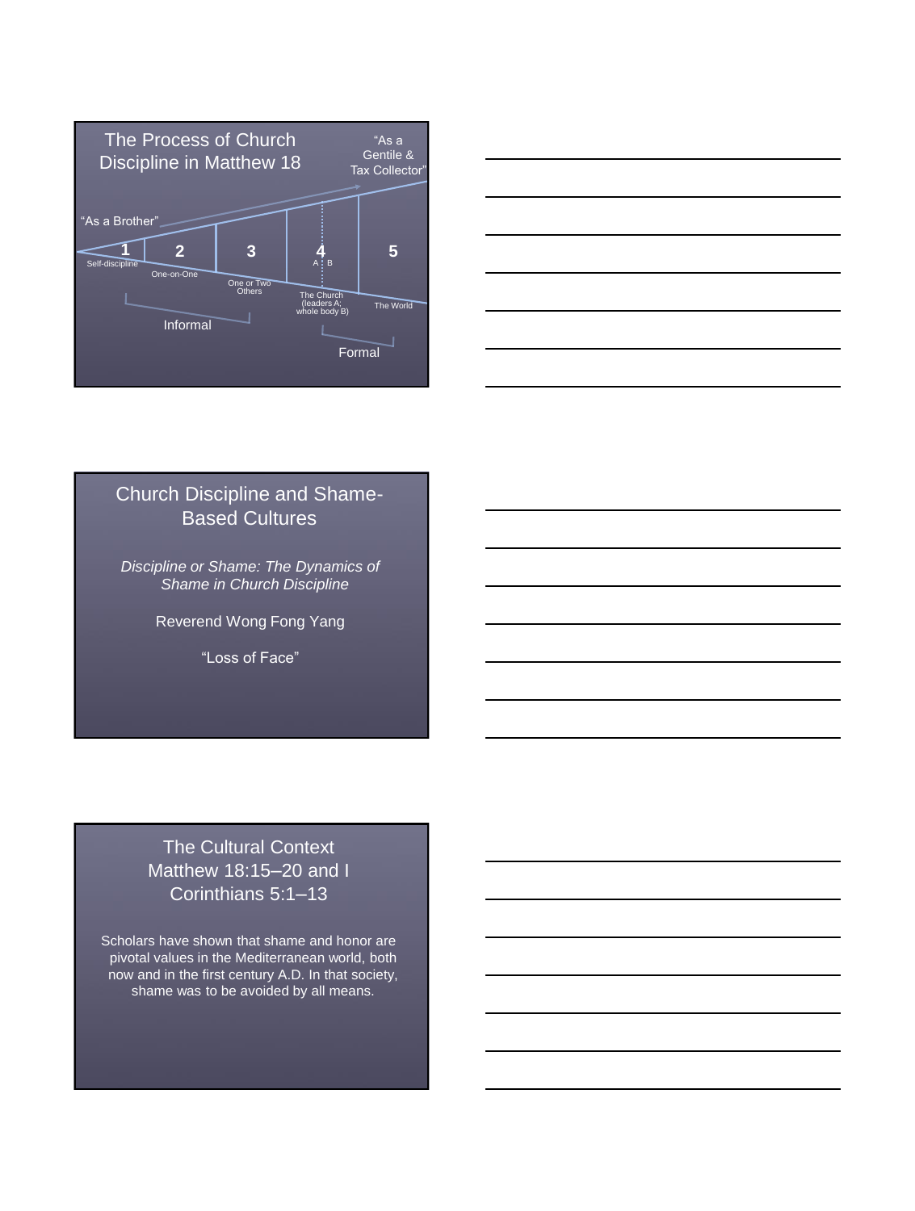## The Process of Church Discipline in Matthew 18

"As a Brother"

"As a Gentile & Tax Collector"

1. Self-discipline
2. One-on-One
3. One or Two Others
4. The Church (leaders A; whole body B) — A ⋮ B
5. The World

Informal (1–3)

Formal (4–5)

## Church Discipline and Shame-Based Cultures

*Discipline or Shame: The Dynamics of Shame in Church Discipline*

Reverend Wong Fong Yang

"Loss of Face"

## The Cultural Context Matthew 18:15–20 and I Corinthians 5:1–13

Scholars have shown that shame and honor are pivotal values in the Mediterranean world, both now and in the first century A.D. In that society, shame was to be avoided by all means.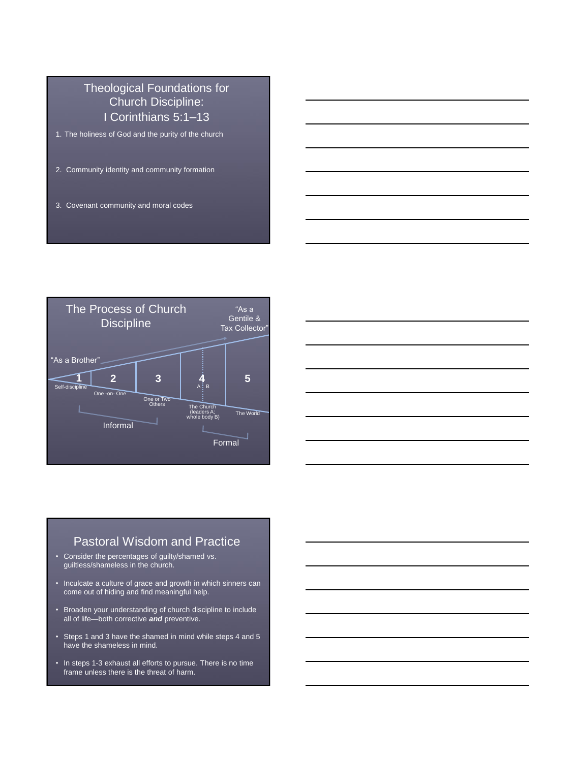## Theological Foundations for Church Discipline: I Corinthians 5:1–13

1. The holiness of God and the purity of the church
2. Community identity and community formation
3. Covenant community and moral codes

## The Process of Church Discipline

"As a Brother" → "As a Gentile & Tax Collector"

- **1** Self-discipline
- **2** One -on- One
- **3** One or Two Others
- **4** The Church (leaders A; whole body B) — A | B
- **5** The World

Informal (steps 1–3)

Formal (steps 4–5)

## Pastoral Wisdom and Practice

- Consider the percentages of guilty/shamed vs. guiltless/shameless in the church.
- Inculcate a culture of grace and growth in which sinners can come out of hiding and find meaningful help.
- Broaden your understanding of church discipline to include all of life—both corrective ***and*** preventive.
- Steps 1 and 3 have the shamed in mind while steps 4 and 5 have the shameless in mind.
- In steps 1-3 exhaust all efforts to pursue. There is no time frame unless there is the threat of harm.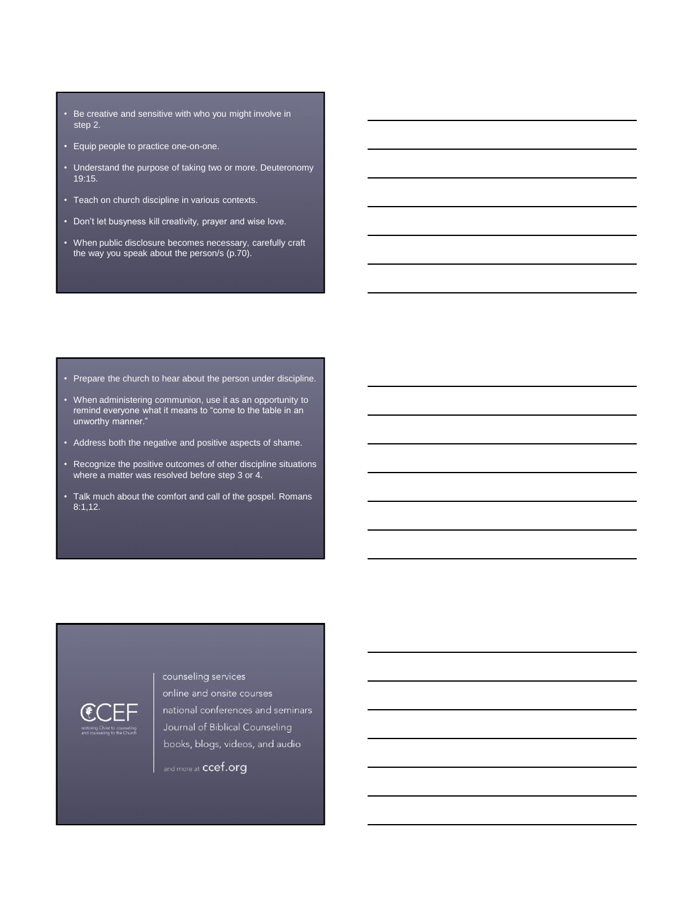- Be creative and sensitive with who you might involve in step 2.
- Equip people to practice one-on-one.
- Understand the purpose of taking two or more. Deuteronomy 19:15.
- Teach on church discipline in various contexts.
- Don't let busyness kill creativity, prayer and wise love.
- When public disclosure becomes necessary, carefully craft the way you speak about the person/s (p.70).

- Prepare the church to hear about the person under discipline.
- When administering communion, use it as an opportunity to remind everyone what it means to "come to the table in an unworthy manner."
- Address both the negative and positive aspects of shame.
- Recognize the positive outcomes of other discipline situations where a matter was resolved before step 3 or 4.
- Talk much about the comfort and call of the gospel. Romans 8:1,12.

CCEF

restoring Christ to counseling and counseling to the Church

counseling services

online and onsite courses

national conferences and seminars

Journal of Biblical Counseling

books, blogs, videos, and audio

and more at ccef.org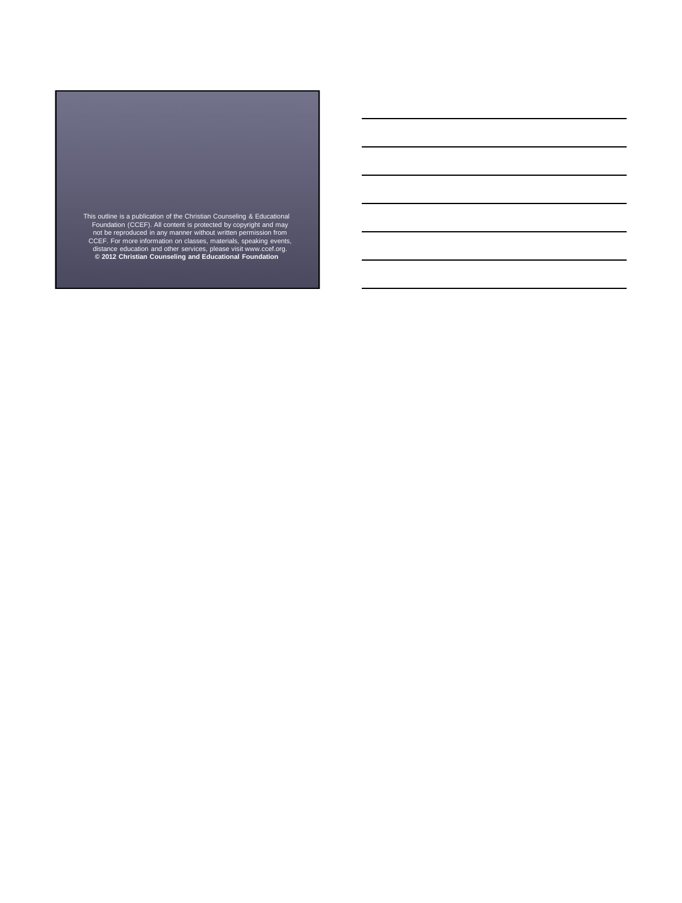This outline is a publication of the Christian Counseling & Educational Foundation (CCEF). All content is protected by copyright and may not be reproduced in any manner without written permission from CCEF. For more information on classes, materials, speaking events, distance education and other services, please visit www.ccef.org.

**© 2012 Christian Counseling and Educational Foundation**